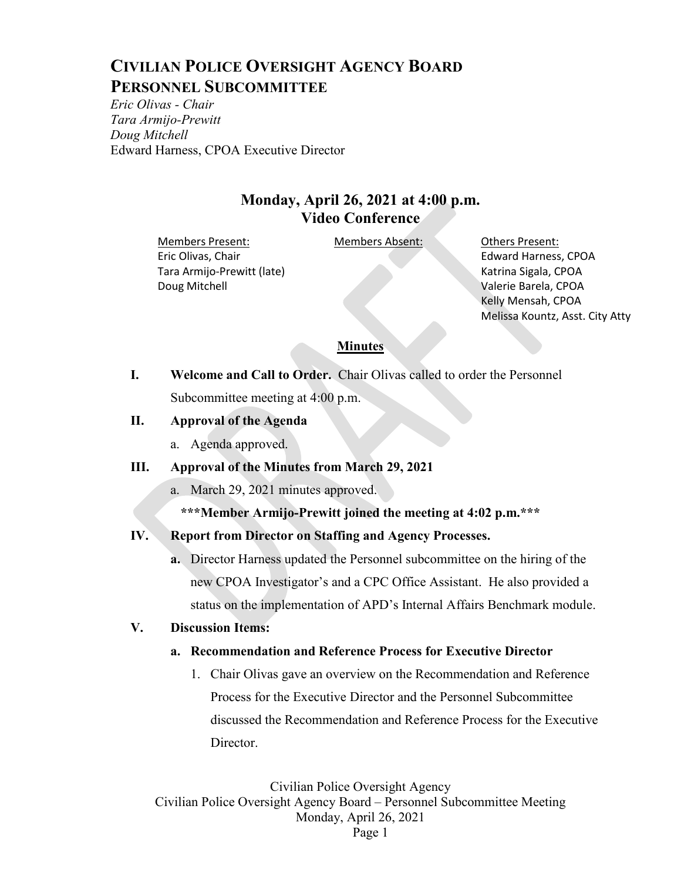# CIVILIAN POLICE OVERSIGHT AGENCY BOARD
# PERSONNEL SUBCOMMITTEE

*Eric Olivas - Chair*
*Tara Armijo-Prewitt*
*Doug Mitchell*
Edward Harness, CPOA Executive Director

## Monday, April 26, 2021 at 4:00 p.m.
## Video Conference

| Members Present: | Members Absent: | Others Present: |
|---|---|---|
| Eric Olivas, Chair | | Edward Harness, CPOA |
| Tara Armijo-Prewitt (late) | | Katrina Sigala, CPOA |
| Doug Mitchell | | Valerie Barela, CPOA |
| | | Kelly Mensah, CPOA |
| | | Melissa Kountz, Asst. City Atty |

### Minutes

**I. Welcome and Call to Order.** Chair Olivas called to order the Personnel Subcommittee meeting at 4:00 p.m.

**II. Approval of the Agenda**

a. Agenda approved.

**III. Approval of the Minutes from March 29, 2021**

a. March 29, 2021 minutes approved.

**\*\*\*Member Armijo-Prewitt joined the meeting at 4:02 p.m.\*\*\***

**IV. Report from Director on Staffing and Agency Processes.**

**a.** Director Harness updated the Personnel subcommittee on the hiring of the new CPOA Investigator's and a CPC Office Assistant. He also provided a status on the implementation of APD's Internal Affairs Benchmark module.

**V. Discussion Items:**

**a. Recommendation and Reference Process for Executive Director**

1. Chair Olivas gave an overview on the Recommendation and Reference Process for the Executive Director and the Personnel Subcommittee discussed the Recommendation and Reference Process for the Executive Director.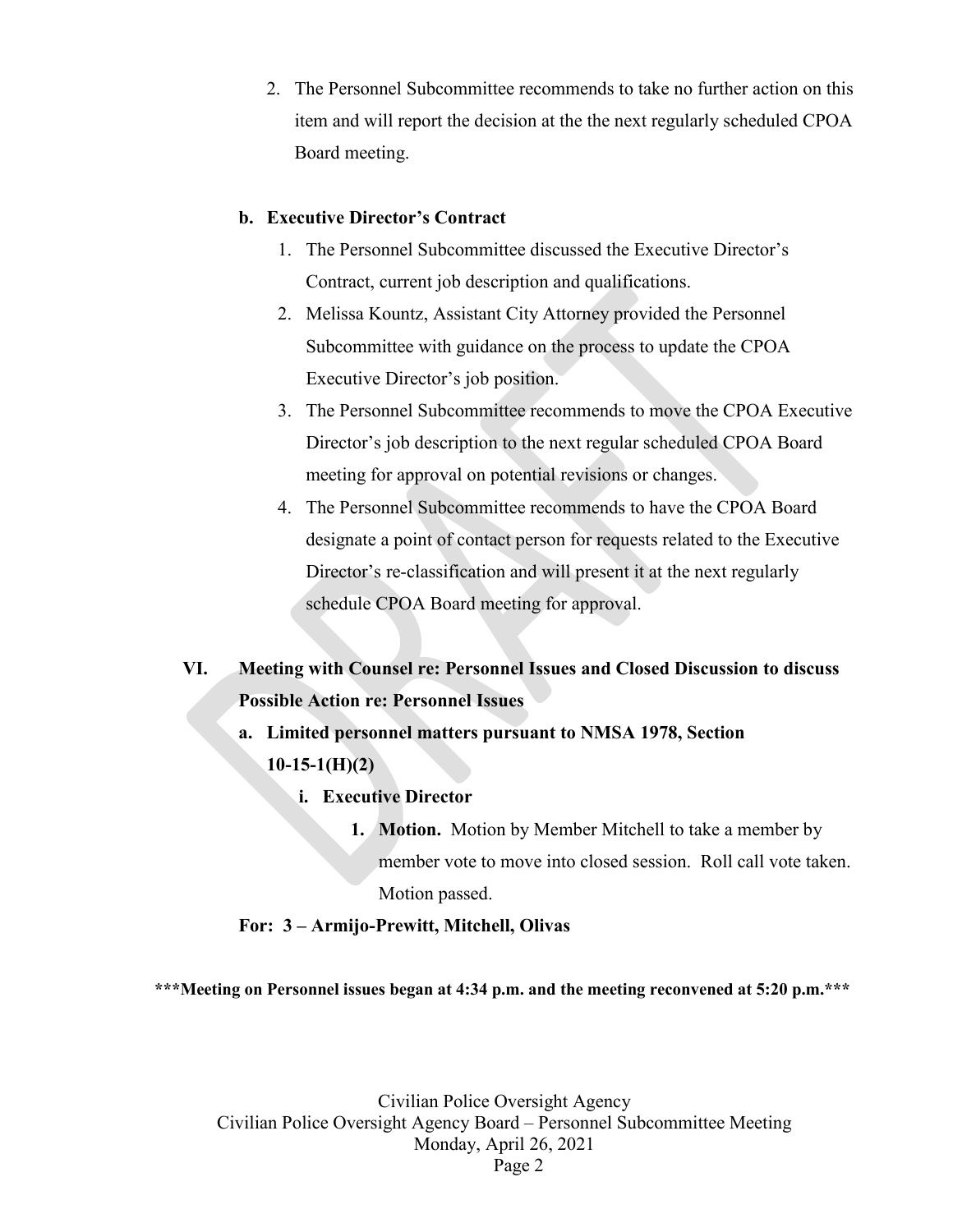2. The Personnel Subcommittee recommends to take no further action on this item and will report the decision at the the next regularly scheduled CPOA Board meeting.

**b. Executive Director's Contract**

1. The Personnel Subcommittee discussed the Executive Director's Contract, current job description and qualifications.
2. Melissa Kountz, Assistant City Attorney provided the Personnel Subcommittee with guidance on the process to update the CPOA Executive Director's job position.
3. The Personnel Subcommittee recommends to move the CPOA Executive Director's job description to the next regular scheduled CPOA Board meeting for approval on potential revisions or changes.
4. The Personnel Subcommittee recommends to have the CPOA Board designate a point of contact person for requests related to the Executive Director's re-classification and will present it at the next regularly schedule CPOA Board meeting for approval.

**VI. Meeting with Counsel re: Personnel Issues and Closed Discussion to discuss Possible Action re: Personnel Issues**

**a. Limited personnel matters pursuant to NMSA 1978, Section 10-15-1(H)(2)**

**i. Executive Director**

1. **Motion.** Motion by Member Mitchell to take a member by member vote to move into closed session. Roll call vote taken. Motion passed.

**For: 3 – Armijo-Prewitt, Mitchell, Olivas**

**\*\*\*Meeting on Personnel issues began at 4:34 p.m. and the meeting reconvened at 5:20 p.m.\*\*\***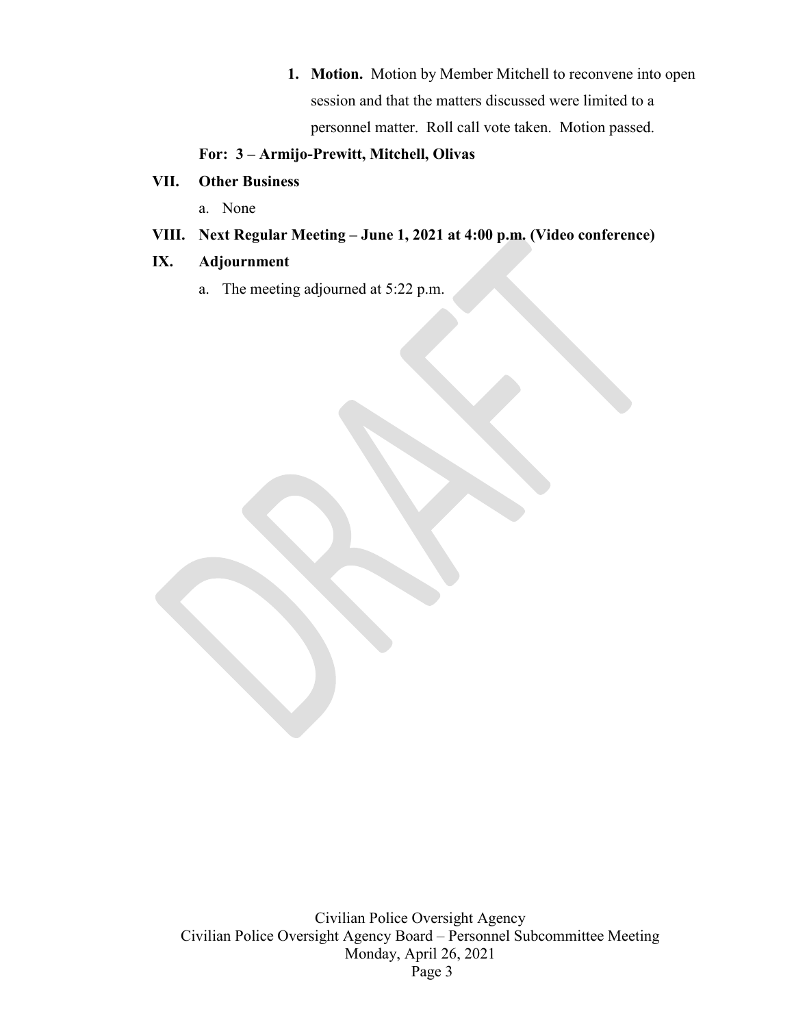1. **Motion.** Motion by Member Mitchell to reconvene into open session and that the matters discussed were limited to a personnel matter. Roll call vote taken. Motion passed.

**For: 3 – Armijo-Prewitt, Mitchell, Olivas**

## VII. Other Business

a. None

## VIII. Next Regular Meeting – June 1, 2021 at 4:00 p.m. (Video conference)

## IX. Adjournment

a. The meeting adjourned at 5:22 p.m.